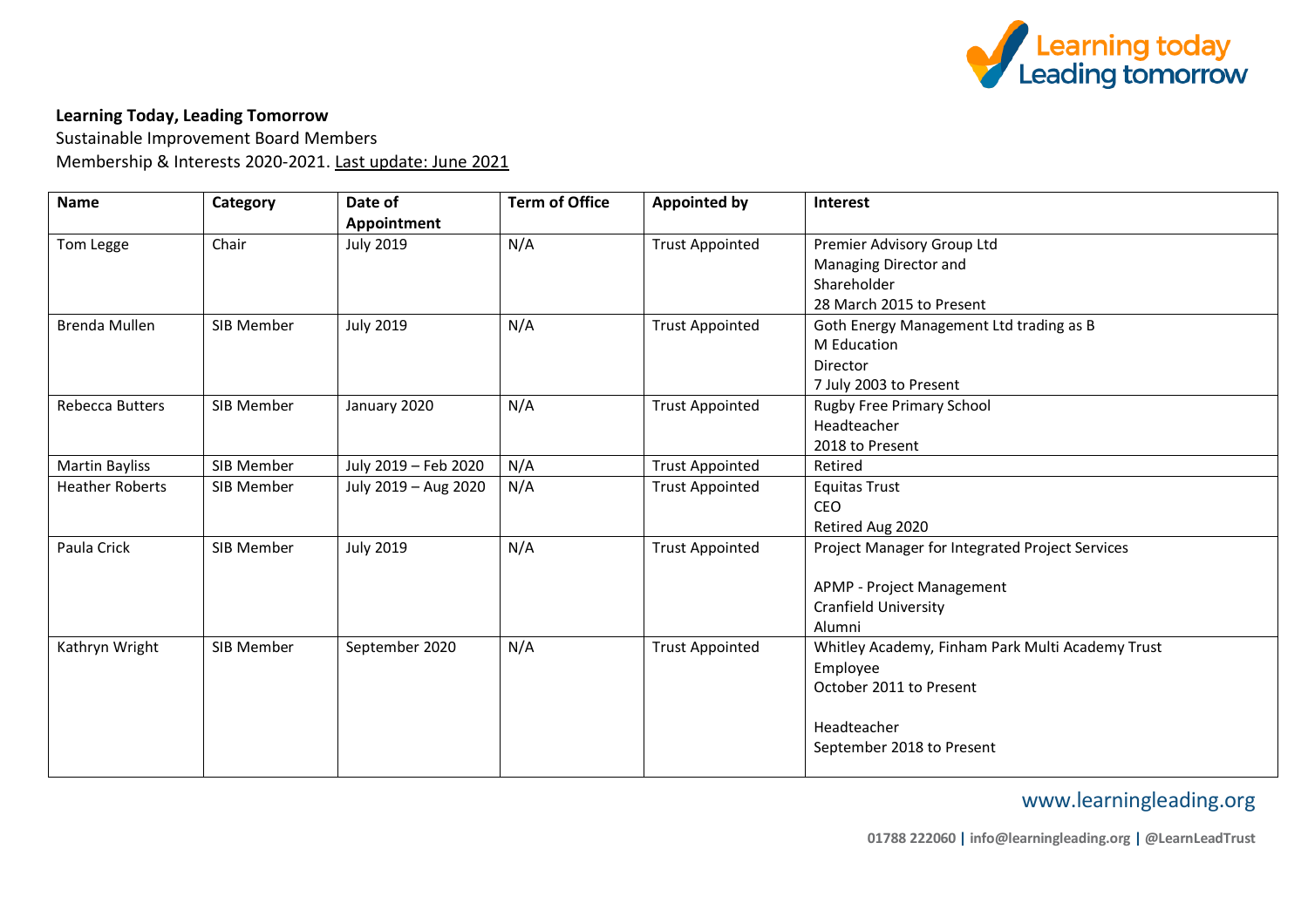**Learning Today, Leading Tomorrow**

Sustainable Improvement Board Members

Membership & Interests 2020-2021. Last update: June 2021

| Name | Category | Date of Appointment | Term of Office | Appointed by | Interest |
|---|---|---|---|---|---|
| Tom Legge | Chair | July 2019 | N/A | Trust Appointed | Premier Advisory Group Ltd<br>Managing Director and<br>Shareholder<br>28 March 2015 to Present |
| Brenda Mullen | SIB Member | July 2019 | N/A | Trust Appointed | Goth Energy Management Ltd trading as B<br>M Education<br>Director<br>7 July 2003 to Present |
| Rebecca Butters | SIB Member | January 2020 | N/A | Trust Appointed | Rugby Free Primary School<br>Headteacher<br>2018 to Present |
| Martin Bayliss | SIB Member | July 2019 – Feb 2020 | N/A | Trust Appointed | Retired |
| Heather Roberts | SIB Member | July 2019 – Aug 2020 | N/A | Trust Appointed | Equitas Trust<br>CEO<br>Retired Aug 2020 |
| Paula Crick | SIB Member | July 2019 | N/A | Trust Appointed | Project Manager for Integrated Project Services<br><br>APMP - Project Management<br>Cranfield University<br>Alumni |
| Kathryn Wright | SIB Member | September 2020 | N/A | Trust Appointed | Whitley Academy, Finham Park Multi Academy Trust<br>Employee<br>October 2011 to Present<br><br>Headteacher<br>September 2018 to Present |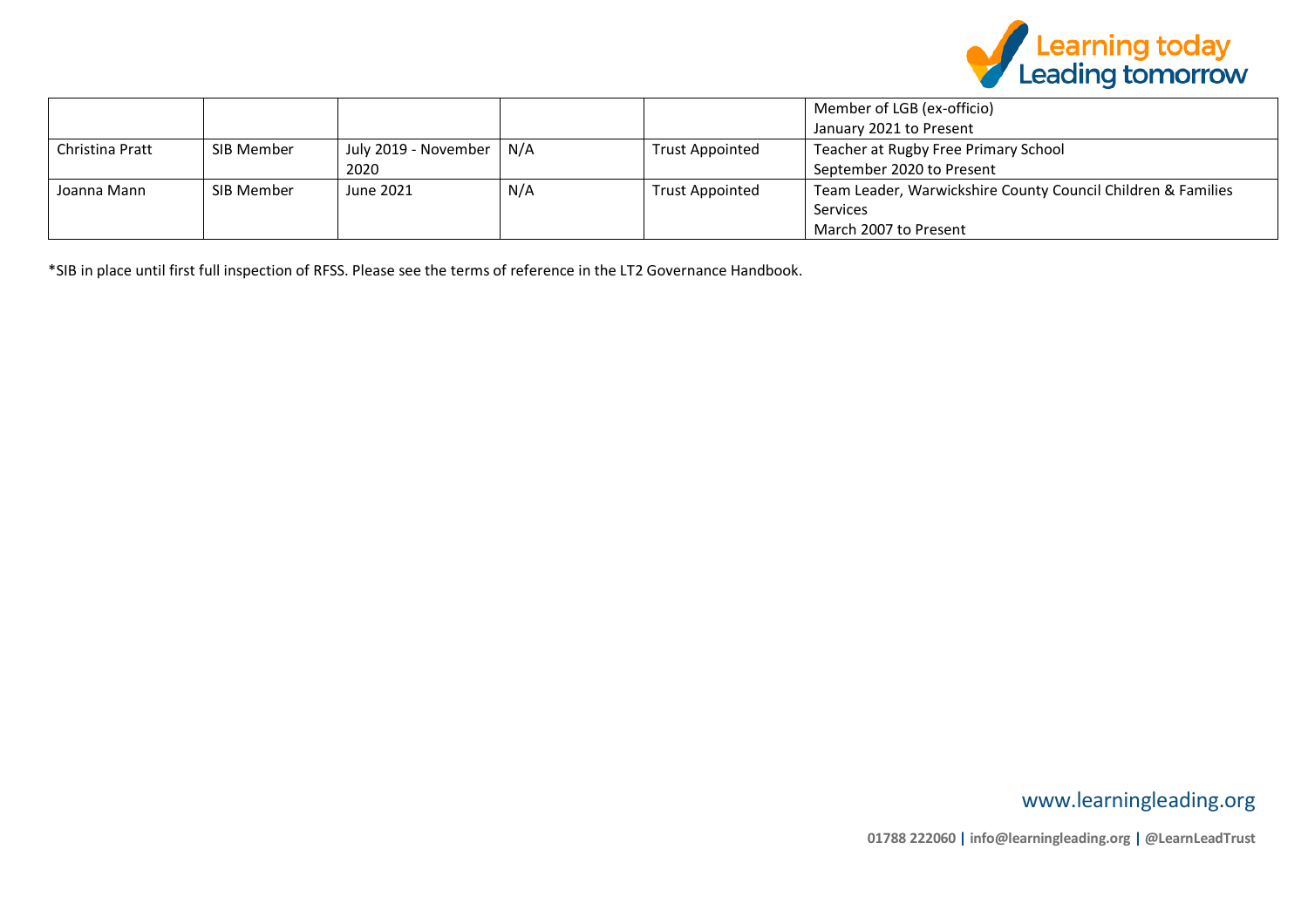| | | | | | |
|---|---|---|---|---|---|
| | | | | | Member of LGB (ex-officio)<br>January 2021 to Present |
| Christina Pratt | SIB Member | July 2019 - November 2020 | N/A | Trust Appointed | Teacher at Rugby Free Primary School<br>September 2020 to Present |
| Joanna Mann | SIB Member | June 2021 | N/A | Trust Appointed | Team Leader, Warwickshire County Council Children & Families Services<br>March 2007 to Present |

*SIB in place until first full inspection of RFSS. Please see the terms of reference in the LT2 Governance Handbook.